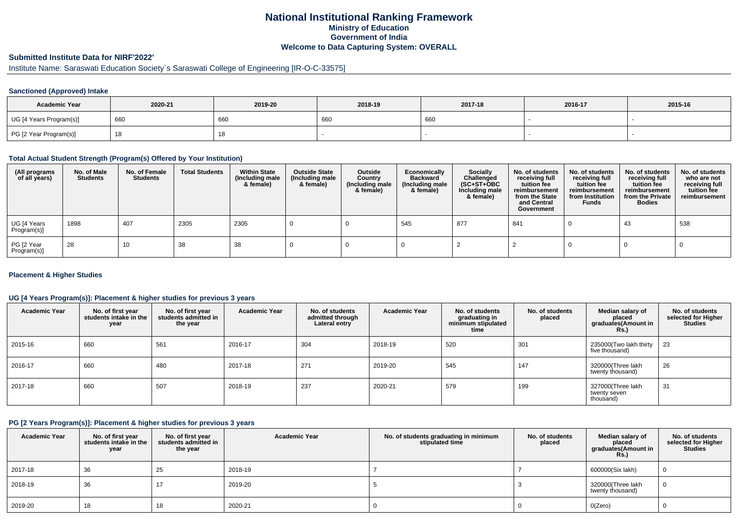# National Institutional Ranking Framework

## Ministry of Education

## Government of India

## Welcome to Data Capturing System: OVERALL

### Submitted Institute Data for NIRF'2022'

Institute Name: Saraswati Education Society`s Saraswati College of Engineering [IR-O-C-33575]

#### Sanctioned (Approved) Intake

| Academic Year | 2020-21 | 2019-20 | 2018-19 | 2017-18 | 2016-17 | 2015-16 |
|---|---|---|---|---|---|---|
| UG [4 Years Program(s)] | 660 | 660 | 660 | 660 | - | - |
| PG [2 Year Program(s)] | 18 | 18 | - | - | - | - |

#### Total Actual Student Strength (Program(s) Offered by Your Institution)

| (All programs of all years) | No. of Male Students | No. of Female Students | Total Students | Within State (Including male & female) | Outside State (Including male & female) | Outside Country (Including male & female) | Economically Backward (Including male & female) | Socially Challenged (SC+ST+OBC Including male & female) | No. of students receiving full tuition fee reimbursement from the State and Central Government | No. of students receiving full tuition fee reimbursement from Institution Funds | No. of students receiving full tuition fee reimbursement from the Private Bodies | No. of students who are not receiving full tuition fee reimbursement |
|---|---|---|---|---|---|---|---|---|---|---|---|---|
| UG [4 Years Program(s)] | 1898 | 407 | 2305 | 2305 | 0 | 0 | 545 | 877 | 841 | 0 | 43 | 538 |
| PG [2 Year Program(s)] | 28 | 10 | 38 | 38 | 0 | 0 | 0 | 2 | 2 | 0 | 0 | 0 |

#### Placement & Higher Studies

#### UG [4 Years Program(s)]: Placement & higher studies for previous 3 years

| Academic Year | No. of first year students intake in the year | No. of first year students admitted in the year | Academic Year | No. of students admitted through Lateral entry | Academic Year | No. of students graduating in minimum stipulated time | No. of students placed | Median salary of placed graduates(Amount in Rs.) | No. of students selected for Higher Studies |
|---|---|---|---|---|---|---|---|---|---|
| 2015-16 | 660 | 561 | 2016-17 | 304 | 2018-19 | 520 | 301 | 235000(Two lakh thirty five thousand) | 23 |
| 2016-17 | 660 | 480 | 2017-18 | 271 | 2019-20 | 545 | 147 | 320000(Three lakh twenty thousand) | 26 |
| 2017-18 | 660 | 507 | 2018-19 | 237 | 2020-21 | 579 | 199 | 327000(Three lakh twenty seven thousand) | 31 |

#### PG [2 Years Program(s)]: Placement & higher studies for previous 3 years

| Academic Year | No. of first year students intake in the year | No. of first year students admitted in the year | Academic Year | No. of students graduating in minimum stipulated time | No. of students placed | Median salary of placed graduates(Amount in Rs.) | No. of students selected for Higher Studies |
|---|---|---|---|---|---|---|---|
| 2017-18 | 36 | 25 | 2018-19 | 7 | 7 | 600000(Six lakh) | 0 |
| 2018-19 | 36 | 17 | 2019-20 | 5 | 3 | 320000(Three lakh twenty thousand) | 0 |
| 2019-20 | 18 | 18 | 2020-21 | 0 | 0 | 0(Zero) | 0 |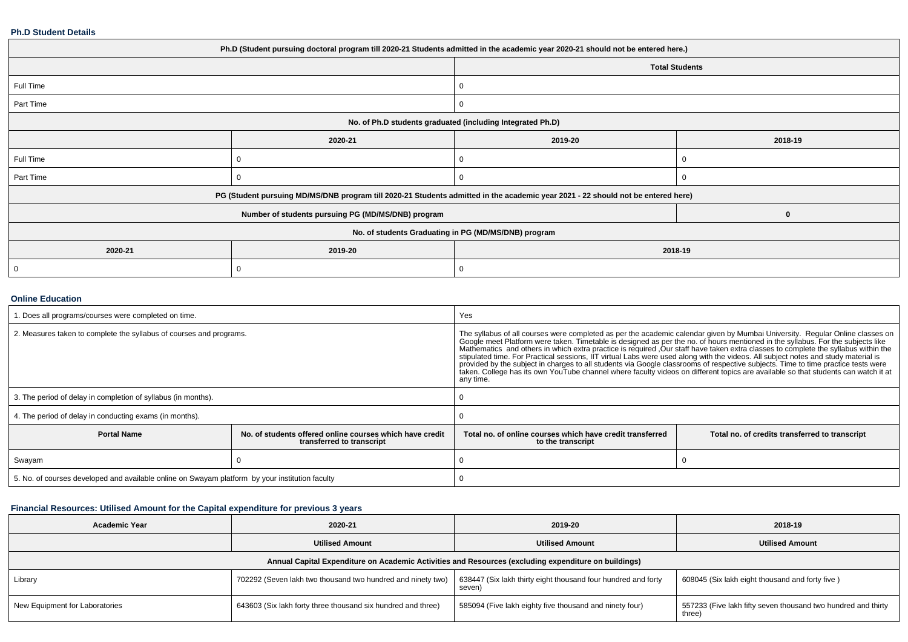### Ph.D Student Details

| Ph.D (Student pursuing doctoral program till 2020-21 Students admitted in the academic year 2020-21 should not be entered here.) | | | |
|---|---|---|---|
| | | Total Students | |
| Full Time | | 0 | |
| Part Time | | 0 | |
| No. of Ph.D students graduated (including Integrated Ph.D) | | | |
| | 2020-21 | 2019-20 | 2018-19 |
| Full Time | 0 | 0 | 0 |
| Part Time | 0 | 0 | 0 |
| PG (Student pursuing MD/MS/DNB program till 2020-21 Students admitted in the academic year 2021 - 22 should not be entered here) | | | |
| Number of students pursuing PG (MD/MS/DNB) program | | | 0 |
| No. of students Graduating in PG (MD/MS/DNB) program | | | |
| 2020-21 | 2019-20 | 2018-19 | |
| 0 | 0 | 0 | |

### Online Education

| 1. Does all programs/courses were completed on time. | | Yes | |
|---|---|---|---|
| 2. Measures taken to complete the syllabus of courses and programs. | | The syllabus of all courses were completed as per the academic calendar given by Mumbai University. Regular Online classes on Google meet Platform were taken. Timetable is designed as per the no. of hours mentioned in the syllabus. For the subjects like Mathematics and others in which extra practice is required ,Our staff have taken extra classes to complete the syllabus within the stipulated time. For Practical sessions, IIT virtual Labs were used along with the videos. All subject notes and study material is provided by the subject in charges to all students via Google classrooms of respective subjects. Time to time practice tests were taken. College has its own YouTube channel where faculty videos on different topics are available so that students can watch it at any time. | |
| 3. The period of delay in completion of syllabus (in months). | | 0 | |
| 4. The period of delay in conducting exams (in months). | | 0 | |
| **Portal Name** | **No. of students offered online courses which have credit transferred to transcript** | **Total no. of online courses which have credit transferred to the transcript** | **Total no. of credits transferred to transcript** |
| Swayam | 0 | 0 | 0 |
| 5. No. of courses developed and available online on Swayam platform by your institution faculty | | 0 | |

### Financial Resources: Utilised Amount for the Capital expenditure for previous 3 years

| Academic Year | 2020-21 | 2019-20 | 2018-19 |
|---|---|---|---|
| | Utilised Amount | Utilised Amount | Utilised Amount |
| Annual Capital Expenditure on Academic Activities and Resources (excluding expenditure on buildings) | | | |
| Library | 702292 (Seven lakh two thousand two hundred and ninety two) | 638447 (Six lakh thirty eight thousand four hundred and forty seven) | 608045 (Six lakh eight thousand and forty five ) |
| New Equipment for Laboratories | 643603 (Six lakh forty three thousand six hundred and three) | 585094 (Five lakh eighty five thousand and ninety four) | 557233 (Five lakh fifty seven thousand two hundred and thirty three) |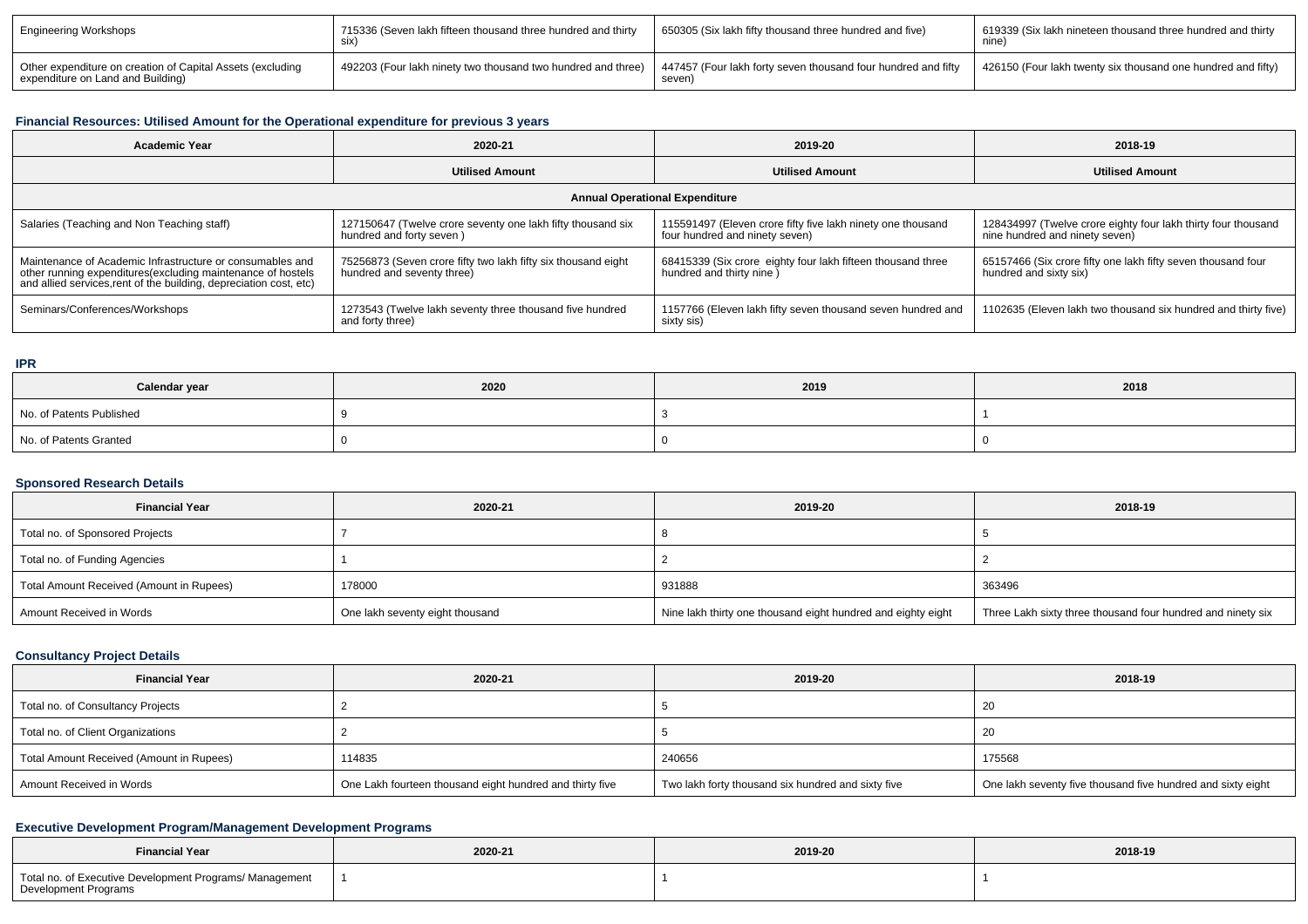| Engineering Workshops | 715336 (Seven lakh fifteen thousand three hundred and thirty six) | 650305 (Six lakh fifty thousand three hundred and five) | 619339 (Six lakh nineteen thousand three hundred and thirty nine) |
|---|---|---|---|
| Other expenditure on creation of Capital Assets (excluding expenditure on Land and Building) | 492203 (Four lakh ninety two thousand two hundred and three) | 447457 (Four lakh forty seven thousand four hundred and fifty seven) | 426150 (Four lakh twenty six thousand one hundred and fifty) |

### Financial Resources: Utilised Amount for the Operational expenditure for previous 3 years

| Academic Year | 2020-21 | 2019-20 | 2018-19 |
|---|---|---|---|
| | Utilised Amount | Utilised Amount | Utilised Amount |
| Annual Operational Expenditure | | | |
| Salaries (Teaching and Non Teaching staff) | 127150647 (Twelve crore seventy one lakh fifty thousand six hundred and forty seven ) | 115591497 (Eleven crore fifty five lakh ninety one thousand four hundred and ninety seven) | 128434997 (Twelve crore eighty four lakh thirty four thousand nine hundred and ninety seven) |
| Maintenance of Academic Infrastructure or consumables and other running expenditures(excluding maintenance of hostels and allied services,rent of the building, depreciation cost, etc) | 75256873 (Seven crore fifty two lakh fifty six thousand eight hundred and seventy three) | 68415339 (Six crore eighty four lakh fifteen thousand three hundred and thirty nine ) | 65157466 (Six crore fifty one lakh fifty seven thousand four hundred and sixty six) |
| Seminars/Conferences/Workshops | 1273543 (Twelve lakh seventy three thousand five hundred and forty three) | 1157766 (Eleven lakh fifty seven thousand seven hundred and sixty sis) | 1102635 (Eleven lakh two thousand six hundred and thirty five) |

### IPR

| Calendar year | 2020 | 2019 | 2018 |
|---|---|---|---|
| No. of Patents Published | 9 | 3 | 1 |
| No. of Patents Granted | 0 | 0 | 0 |

### Sponsored Research Details

| Financial Year | 2020-21 | 2019-20 | 2018-19 |
|---|---|---|---|
| Total no. of Sponsored Projects | 7 | 8 | 5 |
| Total no. of Funding Agencies | 1 | 2 | 2 |
| Total Amount Received (Amount in Rupees) | 178000 | 931888 | 363496 |
| Amount Received in Words | One lakh seventy eight thousand | Nine lakh thirty one thousand eight hundred and eighty eight | Three Lakh sixty three thousand four hundred and ninety six |

### Consultancy Project Details

| Financial Year | 2020-21 | 2019-20 | 2018-19 |
|---|---|---|---|
| Total no. of Consultancy Projects | 2 | 5 | 20 |
| Total no. of Client Organizations | 2 | 5 | 20 |
| Total Amount Received (Amount in Rupees) | 114835 | 240656 | 175568 |
| Amount Received in Words | One Lakh fourteen thousand eight hundred and thirty five | Two lakh forty thousand six hundred and sixty five | One lakh seventy five thousand five hundred and sixty eight |

### Executive Development Program/Management Development Programs

| Financial Year | 2020-21 | 2019-20 | 2018-19 |
|---|---|---|---|
| Total no. of Executive Development Programs/ Management Development Programs | 1 | 1 | 1 |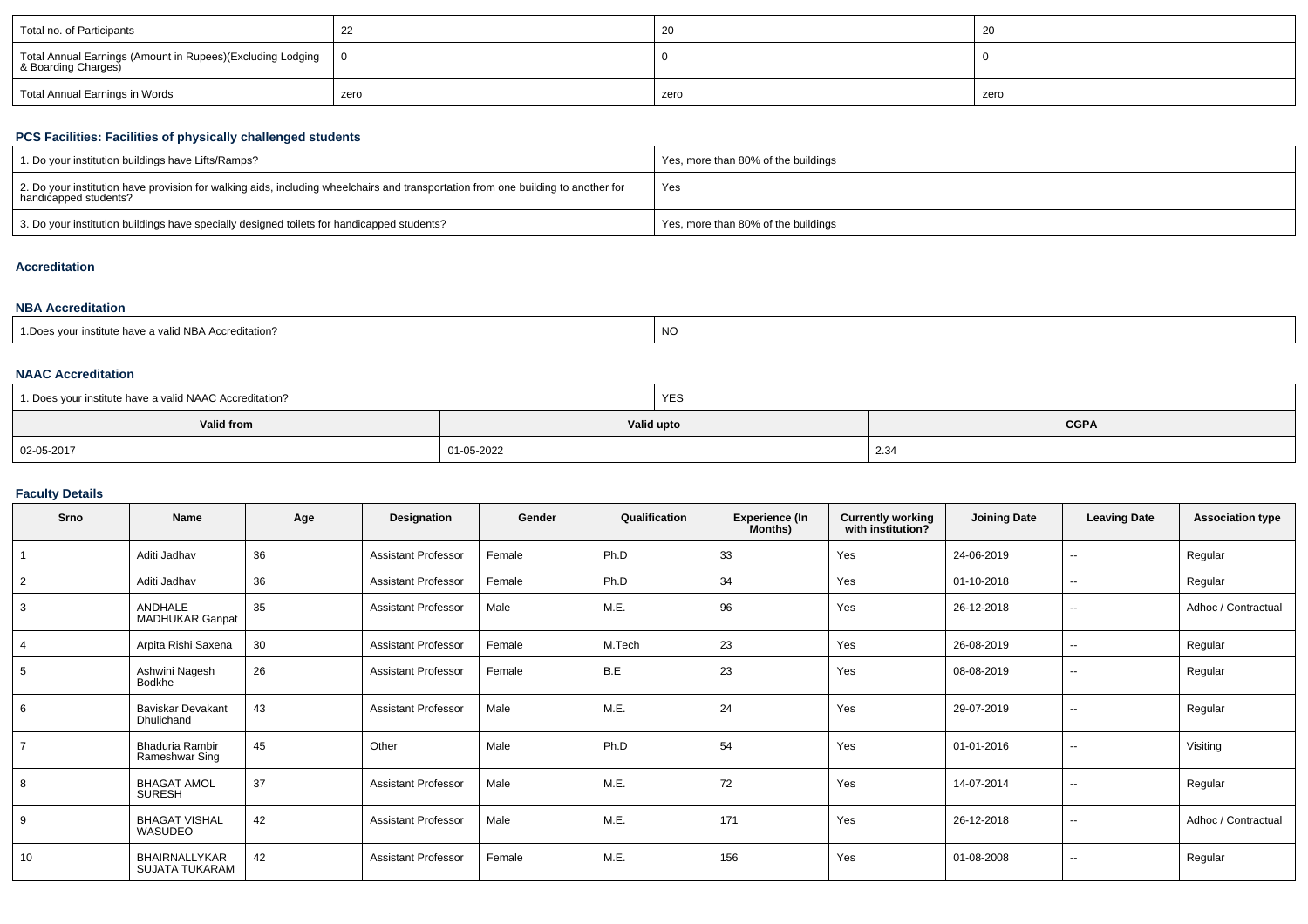| Total no. of Participants | 22 | 20 | 20 |
|---|---|---|---|
| Total Annual Earnings (Amount in Rupees)(Excluding Lodging & Boarding Charges) | 0 | 0 | 0 |
| Total Annual Earnings in Words | zero | zero | zero |

### PCS Facilities: Facilities of physically challenged students

| 1. Do your institution buildings have Lifts/Ramps? | Yes, more than 80% of the buildings |
|---|---|
| 2. Do your institution have provision for walking aids, including wheelchairs and transportation from one building to another for handicapped students? | Yes |
| 3. Do your institution buildings have specially designed toilets for handicapped students? | Yes, more than 80% of the buildings |

### Accreditation

### NBA Accreditation

| 1.Does your institute have a valid NBA Accreditation? | NO |
|---|---|

### NAAC Accreditation

| 1. Does your institute have a valid NAAC Accreditation? | YES | |
|---|---|---|
| **Valid from** | **Valid upto** | **CGPA** |
| 02-05-2017 | 01-05-2022 | 2.34 |

### Faculty Details

| Srno | Name | Age | Designation | Gender | Qualification | Experience (In Months) | Currently working with institution? | Joining Date | Leaving Date | Association type |
|---|---|---|---|---|---|---|---|---|---|---|
| 1 | Aditi Jadhav | 36 | Assistant Professor | Female | Ph.D | 33 | Yes | 24-06-2019 | -- | Regular |
| 2 | Aditi Jadhav | 36 | Assistant Professor | Female | Ph.D | 34 | Yes | 01-10-2018 | -- | Regular |
| 3 | ANDHALE MADHUKAR Ganpat | 35 | Assistant Professor | Male | M.E. | 96 | Yes | 26-12-2018 | -- | Adhoc / Contractual |
| 4 | Arpita Rishi Saxena | 30 | Assistant Professor | Female | M.Tech | 23 | Yes | 26-08-2019 | -- | Regular |
| 5 | Ashwini Nagesh Bodkhe | 26 | Assistant Professor | Female | B.E | 23 | Yes | 08-08-2019 | -- | Regular |
| 6 | Baviskar Devakant Dhulichand | 43 | Assistant Professor | Male | M.E. | 24 | Yes | 29-07-2019 | -- | Regular |
| 7 | Bhaduria Rambir Rameshwar Sing | 45 | Other | Male | Ph.D | 54 | Yes | 01-01-2016 | -- | Visiting |
| 8 | BHAGAT AMOL SURESH | 37 | Assistant Professor | Male | M.E. | 72 | Yes | 14-07-2014 | -- | Regular |
| 9 | BHAGAT VISHAL WASUDEO | 42 | Assistant Professor | Male | M.E. | 171 | Yes | 26-12-2018 | -- | Adhoc / Contractual |
| 10 | BHAIRNALLYKAR SUJATA TUKARAM | 42 | Assistant Professor | Female | M.E. | 156 | Yes | 01-08-2008 | -- | Regular |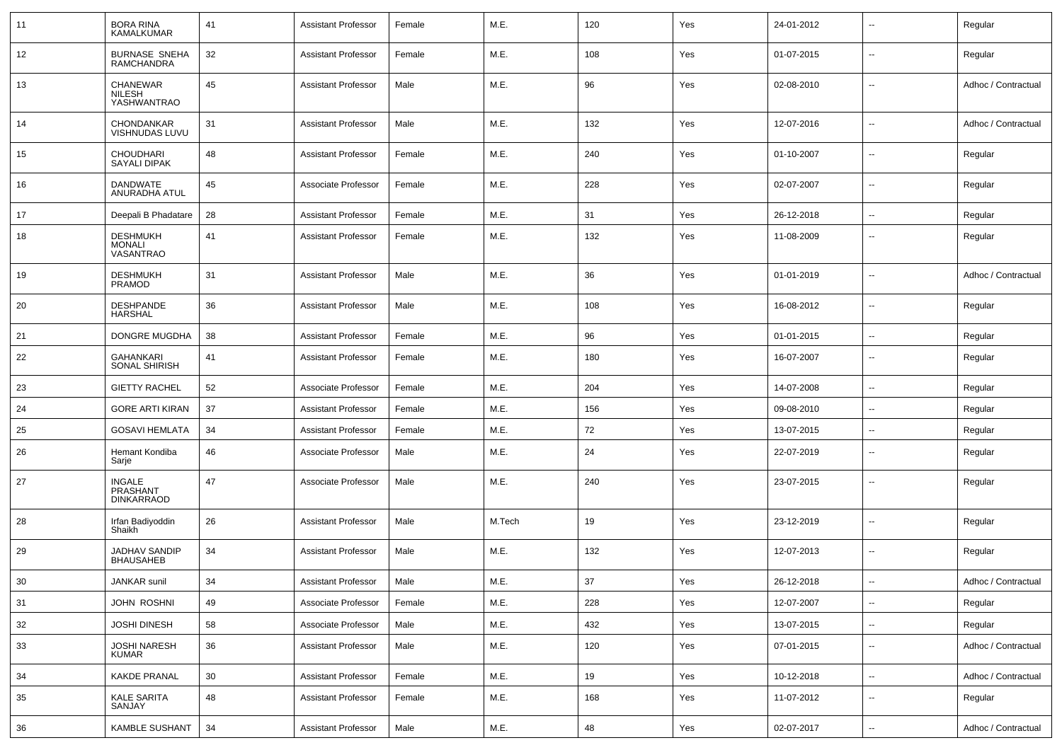| 11 | BORA RINA KAMALKUMAR | 41 | Assistant Professor | Female | M.E. | 120 | Yes | 24-01-2012 | -- | Regular |
|---|---|---|---|---|---|---|---|---|---|---|
| 12 | BURNASE SNEHA RAMCHANDRA | 32 | Assistant Professor | Female | M.E. | 108 | Yes | 01-07-2015 | -- | Regular |
| 13 | CHANEWAR NILESH YASHWANTRAO | 45 | Assistant Professor | Male | M.E. | 96 | Yes | 02-08-2010 | -- | Adhoc / Contractual |
| 14 | CHONDANKAR VISHNUDAS LUVU | 31 | Assistant Professor | Male | M.E. | 132 | Yes | 12-07-2016 | -- | Adhoc / Contractual |
| 15 | CHOUDHARI SAYALI DIPAK | 48 | Assistant Professor | Female | M.E. | 240 | Yes | 01-10-2007 | -- | Regular |
| 16 | DANDWATE ANURADHA ATUL | 45 | Associate Professor | Female | M.E. | 228 | Yes | 02-07-2007 | -- | Regular |
| 17 | Deepali B Phadatare | 28 | Assistant Professor | Female | M.E. | 31 | Yes | 26-12-2018 | -- | Regular |
| 18 | DESHMUKH MONALI VASANTRAO | 41 | Assistant Professor | Female | M.E. | 132 | Yes | 11-08-2009 | -- | Regular |
| 19 | DESHMUKH PRAMOD | 31 | Assistant Professor | Male | M.E. | 36 | Yes | 01-01-2019 | -- | Adhoc / Contractual |
| 20 | DESHPANDE HARSHAL | 36 | Assistant Professor | Male | M.E. | 108 | Yes | 16-08-2012 | -- | Regular |
| 21 | DONGRE MUGDHA | 38 | Assistant Professor | Female | M.E. | 96 | Yes | 01-01-2015 | -- | Regular |
| 22 | GAHANKARI SONAL SHIRISH | 41 | Assistant Professor | Female | M.E. | 180 | Yes | 16-07-2007 | -- | Regular |
| 23 | GIETTY RACHEL | 52 | Associate Professor | Female | M.E. | 204 | Yes | 14-07-2008 | -- | Regular |
| 24 | GORE ARTI KIRAN | 37 | Assistant Professor | Female | M.E. | 156 | Yes | 09-08-2010 | -- | Regular |
| 25 | GOSAVI HEMLATA | 34 | Assistant Professor | Female | M.E. | 72 | Yes | 13-07-2015 | -- | Regular |
| 26 | Hemant Kondiba Sarje | 46 | Associate Professor | Male | M.E. | 24 | Yes | 22-07-2019 | -- | Regular |
| 27 | INGALE PRASHANT DINKARRAOD | 47 | Associate Professor | Male | M.E. | 240 | Yes | 23-07-2015 | -- | Regular |
| 28 | Irfan Badiyoddin Shaikh | 26 | Assistant Professor | Male | M.Tech | 19 | Yes | 23-12-2019 | -- | Regular |
| 29 | JADHAV SANDIP BHAUSAHEB | 34 | Assistant Professor | Male | M.E. | 132 | Yes | 12-07-2013 | -- | Regular |
| 30 | JANKAR sunil | 34 | Assistant Professor | Male | M.E. | 37 | Yes | 26-12-2018 | -- | Adhoc / Contractual |
| 31 | JOHN ROSHNI | 49 | Associate Professor | Female | M.E. | 228 | Yes | 12-07-2007 | -- | Regular |
| 32 | JOSHI DINESH | 58 | Associate Professor | Male | M.E. | 432 | Yes | 13-07-2015 | -- | Regular |
| 33 | JOSHI NARESH KUMAR | 36 | Assistant Professor | Male | M.E. | 120 | Yes | 07-01-2015 | -- | Adhoc / Contractual |
| 34 | KAKDE PRANAL | 30 | Assistant Professor | Female | M.E. | 19 | Yes | 10-12-2018 | -- | Adhoc / Contractual |
| 35 | KALE SARITA SANJAY | 48 | Assistant Professor | Female | M.E. | 168 | Yes | 11-07-2012 | -- | Regular |
| 36 | KAMBLE SUSHANT | 34 | Assistant Professor | Male | M.E. | 48 | Yes | 02-07-2017 | -- | Adhoc / Contractual |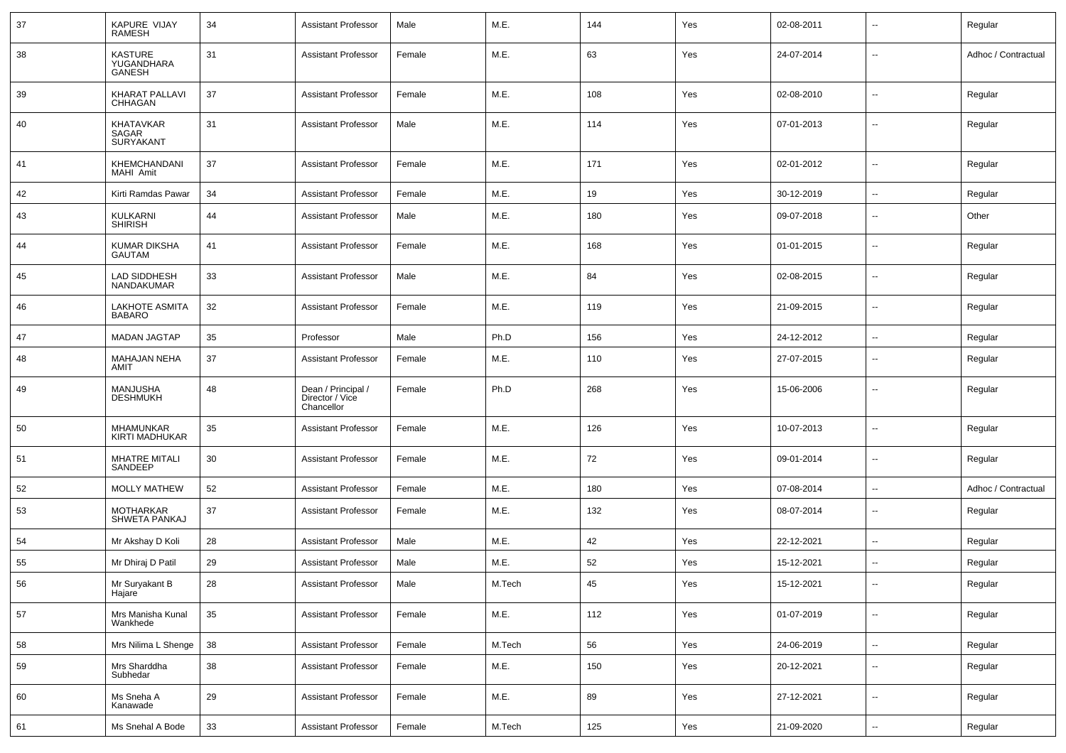| 37 | KAPURE VIJAY RAMESH | 34 | Assistant Professor | Male | M.E. | 144 | Yes | 02-08-2011 | -- | Regular |
|---|---|---|---|---|---|---|---|---|---|---|
| 38 | KASTURE YUGANDHARA GANESH | 31 | Assistant Professor | Female | M.E. | 63 | Yes | 24-07-2014 | -- | Adhoc / Contractual |
| 39 | KHARAT PALLAVI CHHAGAN | 37 | Assistant Professor | Female | M.E. | 108 | Yes | 02-08-2010 | -- | Regular |
| 40 | KHATAVKAR SAGAR SURYAKANT | 31 | Assistant Professor | Male | M.E. | 114 | Yes | 07-01-2013 | -- | Regular |
| 41 | KHEMCHANDANI MAHI Amit | 37 | Assistant Professor | Female | M.E. | 171 | Yes | 02-01-2012 | -- | Regular |
| 42 | Kirti Ramdas Pawar | 34 | Assistant Professor | Female | M.E. | 19 | Yes | 30-12-2019 | -- | Regular |
| 43 | KULKARNI SHIRISH | 44 | Assistant Professor | Male | M.E. | 180 | Yes | 09-07-2018 | -- | Other |
| 44 | KUMAR DIKSHA GAUTAM | 41 | Assistant Professor | Female | M.E. | 168 | Yes | 01-01-2015 | -- | Regular |
| 45 | LAD SIDDHESH NANDAKUMAR | 33 | Assistant Professor | Male | M.E. | 84 | Yes | 02-08-2015 | -- | Regular |
| 46 | LAKHOTE ASMITA BABARO | 32 | Assistant Professor | Female | M.E. | 119 | Yes | 21-09-2015 | -- | Regular |
| 47 | MADAN JAGTAP | 35 | Professor | Male | Ph.D | 156 | Yes | 24-12-2012 | -- | Regular |
| 48 | MAHAJAN NEHA AMIT | 37 | Assistant Professor | Female | M.E. | 110 | Yes | 27-07-2015 | -- | Regular |
| 49 | MANJUSHA DESHMUKH | 48 | Dean / Principal / Director / Vice Chancellor | Female | Ph.D | 268 | Yes | 15-06-2006 | -- | Regular |
| 50 | MHAMUNKAR KIRTI MADHUKAR | 35 | Assistant Professor | Female | M.E. | 126 | Yes | 10-07-2013 | -- | Regular |
| 51 | MHATRE MITALI SANDEEP | 30 | Assistant Professor | Female | M.E. | 72 | Yes | 09-01-2014 | -- | Regular |
| 52 | MOLLY MATHEW | 52 | Assistant Professor | Female | M.E. | 180 | Yes | 07-08-2014 | -- | Adhoc / Contractual |
| 53 | MOTHARKAR SHWETA PANKAJ | 37 | Assistant Professor | Female | M.E. | 132 | Yes | 08-07-2014 | -- | Regular |
| 54 | Mr Akshay D Koli | 28 | Assistant Professor | Male | M.E. | 42 | Yes | 22-12-2021 | -- | Regular |
| 55 | Mr Dhiraj D Patil | 29 | Assistant Professor | Male | M.E. | 52 | Yes | 15-12-2021 | -- | Regular |
| 56 | Mr Suryakant B Hajare | 28 | Assistant Professor | Male | M.Tech | 45 | Yes | 15-12-2021 | -- | Regular |
| 57 | Mrs Manisha Kunal Wankhede | 35 | Assistant Professor | Female | M.E. | 112 | Yes | 01-07-2019 | -- | Regular |
| 58 | Mrs Nilima L Shenge | 38 | Assistant Professor | Female | M.Tech | 56 | Yes | 24-06-2019 | -- | Regular |
| 59 | Mrs Sharddha Subhedar | 38 | Assistant Professor | Female | M.E. | 150 | Yes | 20-12-2021 | -- | Regular |
| 60 | Ms Sneha A Kanawade | 29 | Assistant Professor | Female | M.E. | 89 | Yes | 27-12-2021 | -- | Regular |
| 61 | Ms Snehal A Bode | 33 | Assistant Professor | Female | M.Tech | 125 | Yes | 21-09-2020 | -- | Regular |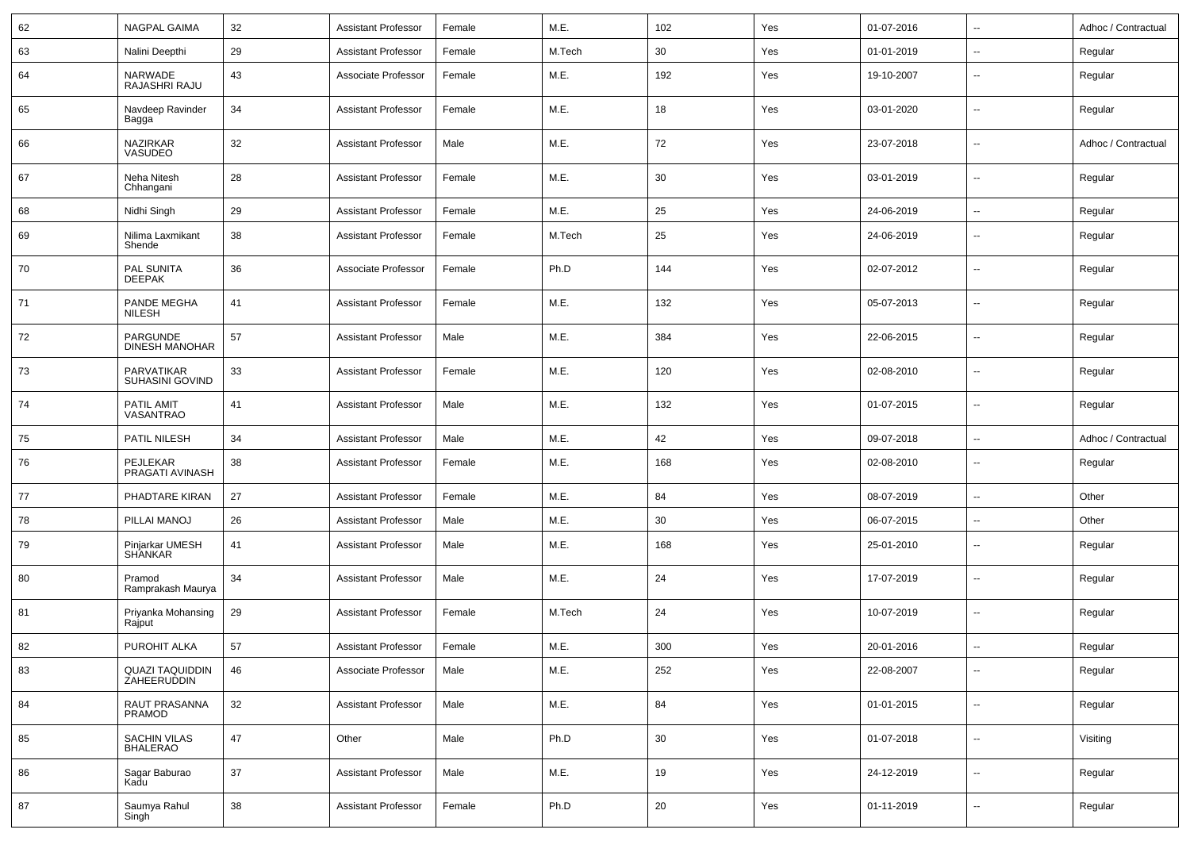| 62 | NAGPAL GAIMA | 32 | Assistant Professor | Female | M.E. | 102 | Yes | 01-07-2016 | -- | Adhoc / Contractual |
|---|---|---|---|---|---|---|---|---|---|---|
| 63 | Nalini Deepthi | 29 | Assistant Professor | Female | M.Tech | 30 | Yes | 01-01-2019 | -- | Regular |
| 64 | NARWADE RAJASHRI RAJU | 43 | Associate Professor | Female | M.E. | 192 | Yes | 19-10-2007 | -- | Regular |
| 65 | Navdeep Ravinder Bagga | 34 | Assistant Professor | Female | M.E. | 18 | Yes | 03-01-2020 | -- | Regular |
| 66 | NAZIRKAR VASUDEO | 32 | Assistant Professor | Male | M.E. | 72 | Yes | 23-07-2018 | -- | Adhoc / Contractual |
| 67 | Neha Nitesh Chhangani | 28 | Assistant Professor | Female | M.E. | 30 | Yes | 03-01-2019 | -- | Regular |
| 68 | Nidhi Singh | 29 | Assistant Professor | Female | M.E. | 25 | Yes | 24-06-2019 | -- | Regular |
| 69 | Nilima Laxmikant Shende | 38 | Assistant Professor | Female | M.Tech | 25 | Yes | 24-06-2019 | -- | Regular |
| 70 | PAL SUNITA DEEPAK | 36 | Associate Professor | Female | Ph.D | 144 | Yes | 02-07-2012 | -- | Regular |
| 71 | PANDE MEGHA NILESH | 41 | Assistant Professor | Female | M.E. | 132 | Yes | 05-07-2013 | -- | Regular |
| 72 | PARGUNDE DINESH MANOHAR | 57 | Assistant Professor | Male | M.E. | 384 | Yes | 22-06-2015 | -- | Regular |
| 73 | PARVATIKAR SUHASINI GOVIND | 33 | Assistant Professor | Female | M.E. | 120 | Yes | 02-08-2010 | -- | Regular |
| 74 | PATIL AMIT VASANTRAO | 41 | Assistant Professor | Male | M.E. | 132 | Yes | 01-07-2015 | -- | Regular |
| 75 | PATIL NILESH | 34 | Assistant Professor | Male | M.E. | 42 | Yes | 09-07-2018 | -- | Adhoc / Contractual |
| 76 | PEJLEKAR PRAGATI AVINASH | 38 | Assistant Professor | Female | M.E. | 168 | Yes | 02-08-2010 | -- | Regular |
| 77 | PHADTARE KIRAN | 27 | Assistant Professor | Female | M.E. | 84 | Yes | 08-07-2019 | -- | Other |
| 78 | PILLAI MANOJ | 26 | Assistant Professor | Male | M.E. | 30 | Yes | 06-07-2015 | -- | Other |
| 79 | Pinjarkar UMESH SHANKAR | 41 | Assistant Professor | Male | M.E. | 168 | Yes | 25-01-2010 | -- | Regular |
| 80 | Pramod Ramprakash Maurya | 34 | Assistant Professor | Male | M.E. | 24 | Yes | 17-07-2019 | -- | Regular |
| 81 | Priyanka Mohansing Rajput | 29 | Assistant Professor | Female | M.Tech | 24 | Yes | 10-07-2019 | -- | Regular |
| 82 | PUROHIT ALKA | 57 | Assistant Professor | Female | M.E. | 300 | Yes | 20-01-2016 | -- | Regular |
| 83 | QUAZI TAQUIDDIN ZAHEERUDDIN | 46 | Associate Professor | Male | M.E. | 252 | Yes | 22-08-2007 | -- | Regular |
| 84 | RAUT PRASANNA PRAMOD | 32 | Assistant Professor | Male | M.E. | 84 | Yes | 01-01-2015 | -- | Regular |
| 85 | SACHIN VILAS BHALERAO | 47 | Other | Male | Ph.D | 30 | Yes | 01-07-2018 | -- | Visiting |
| 86 | Sagar Baburao Kadu | 37 | Assistant Professor | Male | M.E. | 19 | Yes | 24-12-2019 | -- | Regular |
| 87 | Saumya Rahul Singh | 38 | Assistant Professor | Female | Ph.D | 20 | Yes | 01-11-2019 | -- | Regular |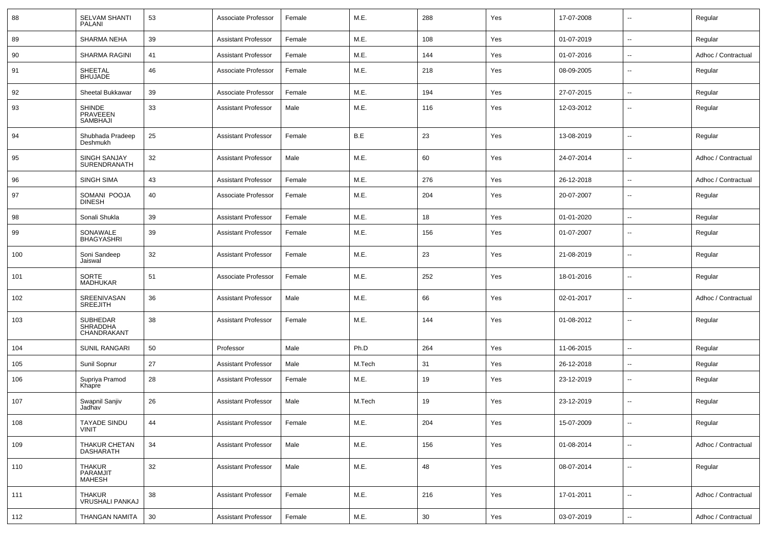| 88 | SELVAM SHANTI PALANI | 53 | Associate Professor | Female | M.E. | 288 | Yes | 17-07-2008 | -- | Regular |
|---|---|---|---|---|---|---|---|---|---|---|
| 89 | SHARMA NEHA | 39 | Assistant Professor | Female | M.E. | 108 | Yes | 01-07-2019 | -- | Regular |
| 90 | SHARMA RAGINI | 41 | Assistant Professor | Female | M.E. | 144 | Yes | 01-07-2016 | -- | Adhoc / Contractual |
| 91 | SHEETAL BHUJADE | 46 | Associate Professor | Female | M.E. | 218 | Yes | 08-09-2005 | -- | Regular |
| 92 | Sheetal Bukkawar | 39 | Associate Professor | Female | M.E. | 194 | Yes | 27-07-2015 | -- | Regular |
| 93 | SHINDE PRAVEEEN SAMBHAJI | 33 | Assistant Professor | Male | M.E. | 116 | Yes | 12-03-2012 | -- | Regular |
| 94 | Shubhada Pradeep Deshmukh | 25 | Assistant Professor | Female | B.E | 23 | Yes | 13-08-2019 | -- | Regular |
| 95 | SINGH SANJAY SURENDRANATH | 32 | Assistant Professor | Male | M.E. | 60 | Yes | 24-07-2014 | -- | Adhoc / Contractual |
| 96 | SINGH SIMA | 43 | Assistant Professor | Female | M.E. | 276 | Yes | 26-12-2018 | -- | Adhoc / Contractual |
| 97 | SOMANI POOJA DINESH | 40 | Associate Professor | Female | M.E. | 204 | Yes | 20-07-2007 | -- | Regular |
| 98 | Sonali Shukla | 39 | Assistant Professor | Female | M.E. | 18 | Yes | 01-01-2020 | -- | Regular |
| 99 | SONAWALE BHAGYASHRI | 39 | Assistant Professor | Female | M.E. | 156 | Yes | 01-07-2007 | -- | Regular |
| 100 | Soni Sandeep Jaiswal | 32 | Assistant Professor | Female | M.E. | 23 | Yes | 21-08-2019 | -- | Regular |
| 101 | SORTE MADHUKAR | 51 | Associate Professor | Female | M.E. | 252 | Yes | 18-01-2016 | -- | Regular |
| 102 | SREENIVASAN SREEJITH | 36 | Assistant Professor | Male | M.E. | 66 | Yes | 02-01-2017 | -- | Adhoc / Contractual |
| 103 | SUBHEDAR SHRADDHA CHANDRAKANT | 38 | Assistant Professor | Female | M.E. | 144 | Yes | 01-08-2012 | -- | Regular |
| 104 | SUNIL RANGARI | 50 | Professor | Male | Ph.D | 264 | Yes | 11-06-2015 | -- | Regular |
| 105 | Sunil Sopnur | 27 | Assistant Professor | Male | M.Tech | 31 | Yes | 26-12-2018 | -- | Regular |
| 106 | Supriya Pramod Khapre | 28 | Assistant Professor | Female | M.E. | 19 | Yes | 23-12-2019 | -- | Regular |
| 107 | Swapnil Sanjiv Jadhav | 26 | Assistant Professor | Male | M.Tech | 19 | Yes | 23-12-2019 | -- | Regular |
| 108 | TAYADE SINDU VINIT | 44 | Assistant Professor | Female | M.E. | 204 | Yes | 15-07-2009 | -- | Regular |
| 109 | THAKUR CHETAN DASHARATH | 34 | Assistant Professor | Male | M.E. | 156 | Yes | 01-08-2014 | -- | Adhoc / Contractual |
| 110 | THAKUR PARAMJIT MAHESH | 32 | Assistant Professor | Male | M.E. | 48 | Yes | 08-07-2014 | -- | Regular |
| 111 | THAKUR VRUSHALI PANKAJ | 38 | Assistant Professor | Female | M.E. | 216 | Yes | 17-01-2011 | -- | Adhoc / Contractual |
| 112 | THANGAN NAMITA | 30 | Assistant Professor | Female | M.E. | 30 | Yes | 03-07-2019 | -- | Adhoc / Contractual |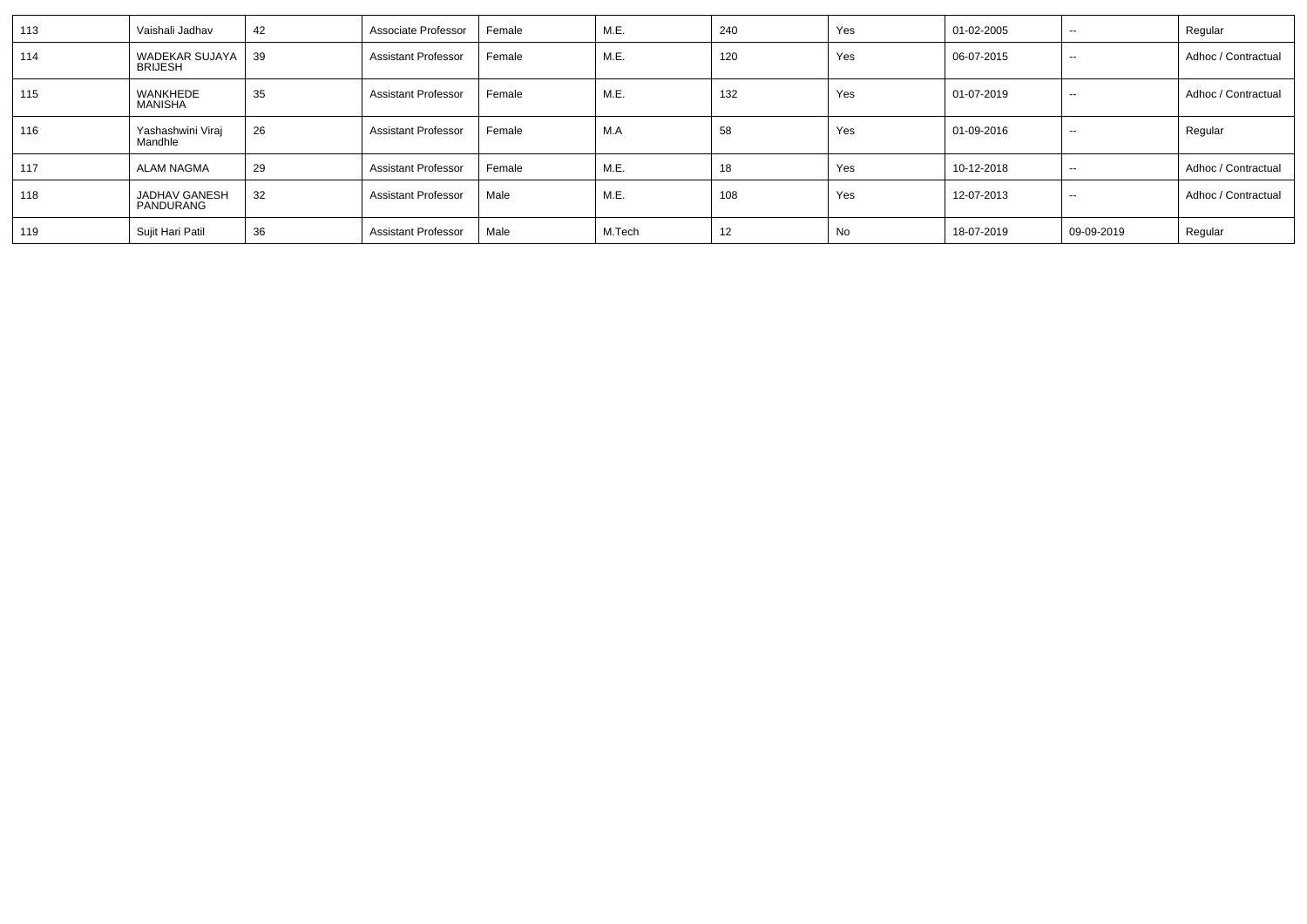| | | | | | | | | | | |
|---|---|---|---|---|---|---|---|---|---|---|
| 113 | Vaishali Jadhav | 42 | Associate Professor | Female | M.E. | 240 | Yes | 01-02-2005 | -- | Regular |
| 114 | WADEKAR SUJAYA BRIJESH | 39 | Assistant Professor | Female | M.E. | 120 | Yes | 06-07-2015 | -- | Adhoc / Contractual |
| 115 | WANKHEDE MANISHA | 35 | Assistant Professor | Female | M.E. | 132 | Yes | 01-07-2019 | -- | Adhoc / Contractual |
| 116 | Yashashwini Viraj Mandhle | 26 | Assistant Professor | Female | M.A | 58 | Yes | 01-09-2016 | -- | Regular |
| 117 | ALAM NAGMA | 29 | Assistant Professor | Female | M.E. | 18 | Yes | 10-12-2018 | -- | Adhoc / Contractual |
| 118 | JADHAV GANESH PANDURANG | 32 | Assistant Professor | Male | M.E. | 108 | Yes | 12-07-2013 | -- | Adhoc / Contractual |
| 119 | Sujit Hari Patil | 36 | Assistant Professor | Male | M.Tech | 12 | No | 18-07-2019 | 09-09-2019 | Regular |